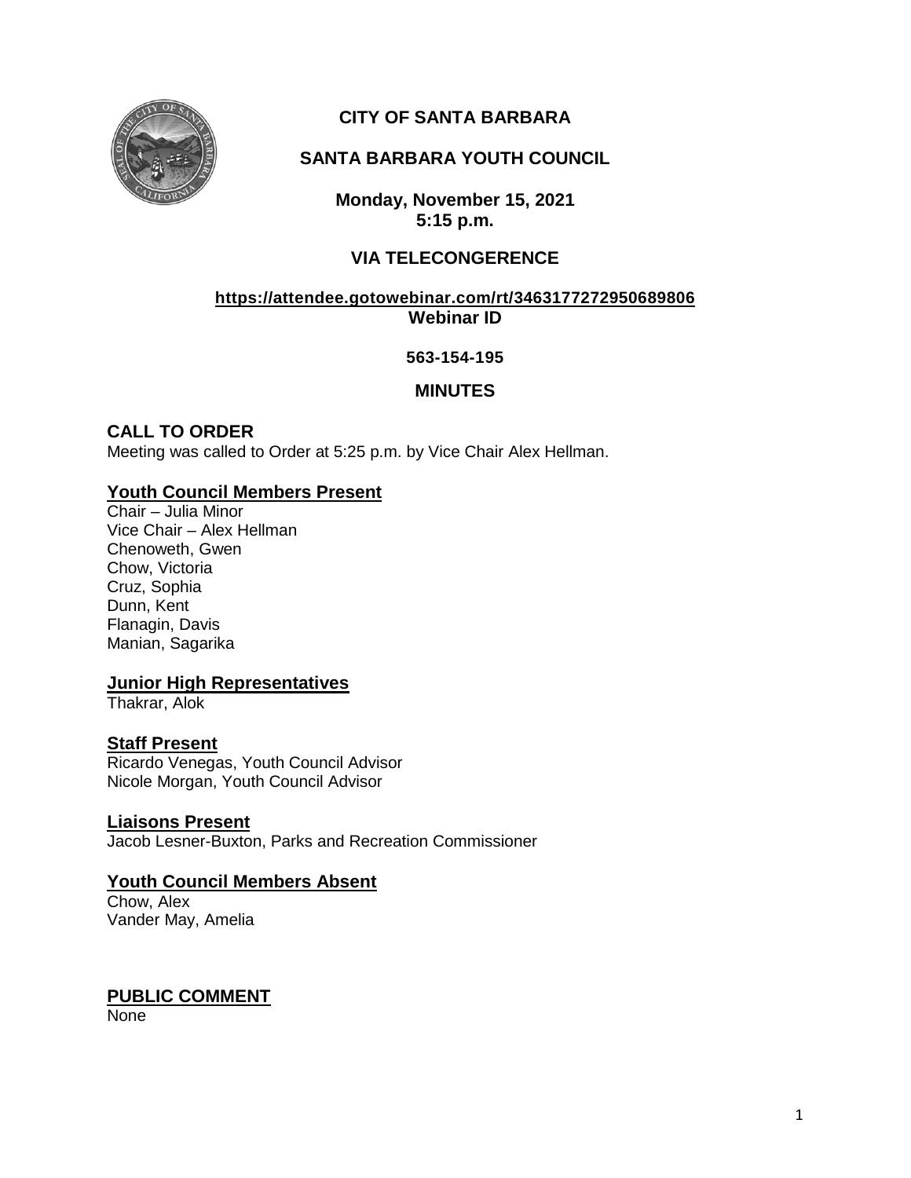# CITY OF SANTA BARBARA

## SANTA BARBARA YOUTH COUNCIL

**Monday, November 15, 2021**
**5:15 p.m.**

**VIA TELECONGERENCE**

**https://attendee.gotowebinar.com/rt/3463177272950689806**
**Webinar ID**

**563-154-195**

## MINUTES

### CALL TO ORDER

Meeting was called to Order at 5:25 p.m. by Vice Chair Alex Hellman.

### Youth Council Members Present

Chair – Julia Minor
Vice Chair – Alex Hellman
Chenoweth, Gwen
Chow, Victoria
Cruz, Sophia
Dunn, Kent
Flanagin, Davis
Manian, Sagarika

### Junior High Representatives

Thakrar, Alok

### Staff Present

Ricardo Venegas, Youth Council Advisor
Nicole Morgan, Youth Council Advisor

### Liaisons Present

Jacob Lesner-Buxton, Parks and Recreation Commissioner

### Youth Council Members Absent

Chow, Alex
Vander May, Amelia

### PUBLIC COMMENT

None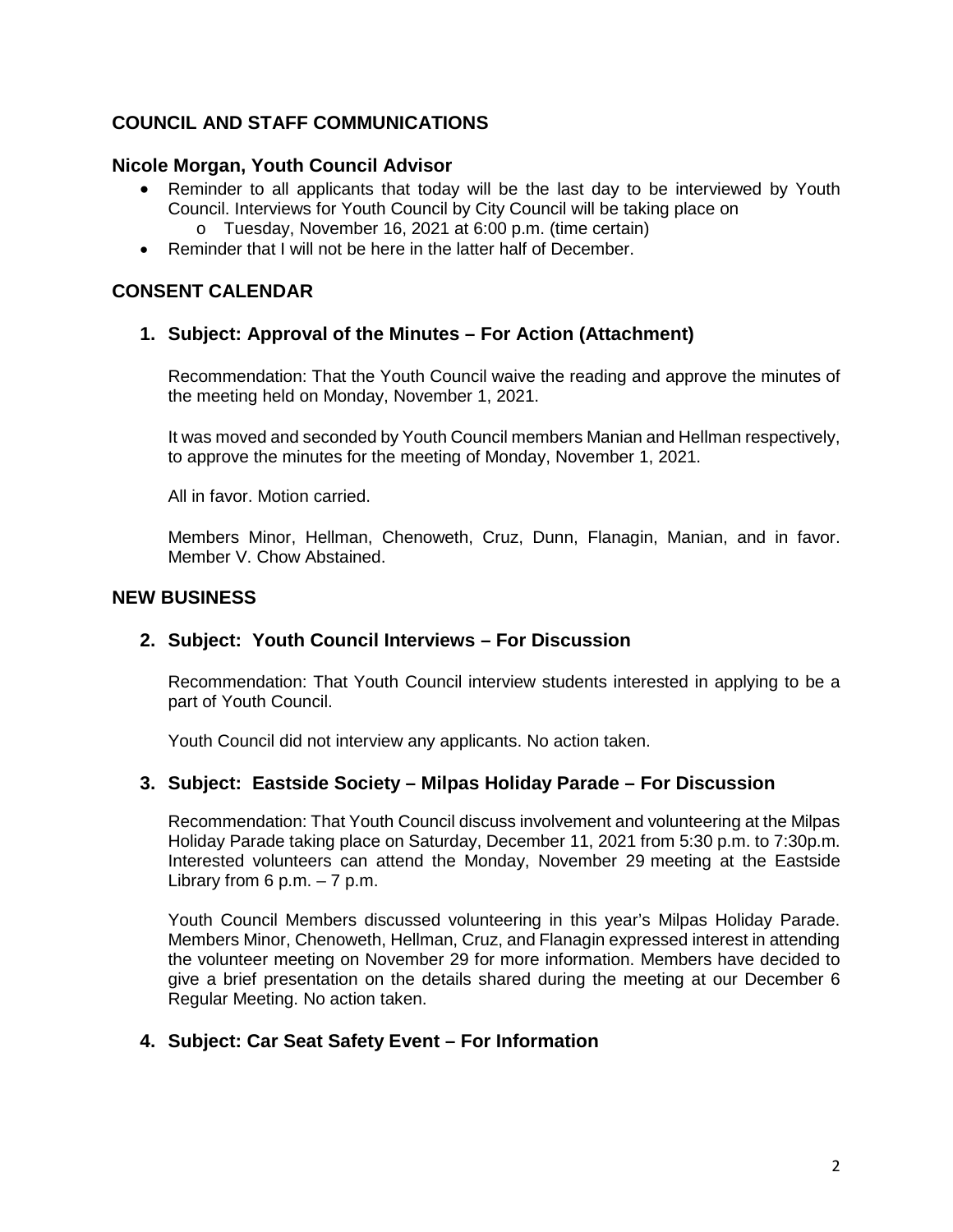## COUNCIL AND STAFF COMMUNICATIONS

### Nicole Morgan, Youth Council Advisor

- Reminder to all applicants that today will be the last day to be interviewed by Youth Council. Interviews for Youth Council by City Council will be taking place on
    - Tuesday, November 16, 2021 at 6:00 p.m. (time certain)
- Reminder that I will not be here in the latter half of December.

## CONSENT CALENDAR

### 1. Subject: Approval of the Minutes – For Action (Attachment)

Recommendation: That the Youth Council waive the reading and approve the minutes of the meeting held on Monday, November 1, 2021.

It was moved and seconded by Youth Council members Manian and Hellman respectively, to approve the minutes for the meeting of Monday, November 1, 2021.

All in favor. Motion carried.

Members Minor, Hellman, Chenoweth, Cruz, Dunn, Flanagin, Manian, and in favor. Member V. Chow Abstained.

## NEW BUSINESS

### 2. Subject: Youth Council Interviews – For Discussion

Recommendation: That Youth Council interview students interested in applying to be a part of Youth Council.

Youth Council did not interview any applicants. No action taken.

### 3. Subject: Eastside Society – Milpas Holiday Parade – For Discussion

Recommendation: That Youth Council discuss involvement and volunteering at the Milpas Holiday Parade taking place on Saturday, December 11, 2021 from 5:30 p.m. to 7:30p.m. Interested volunteers can attend the Monday, November 29 meeting at the Eastside Library from 6 p.m. – 7 p.m.

Youth Council Members discussed volunteering in this year's Milpas Holiday Parade. Members Minor, Chenoweth, Hellman, Cruz, and Flanagin expressed interest in attending the volunteer meeting on November 29 for more information. Members have decided to give a brief presentation on the details shared during the meeting at our December 6 Regular Meeting. No action taken.

### 4. Subject: Car Seat Safety Event – For Information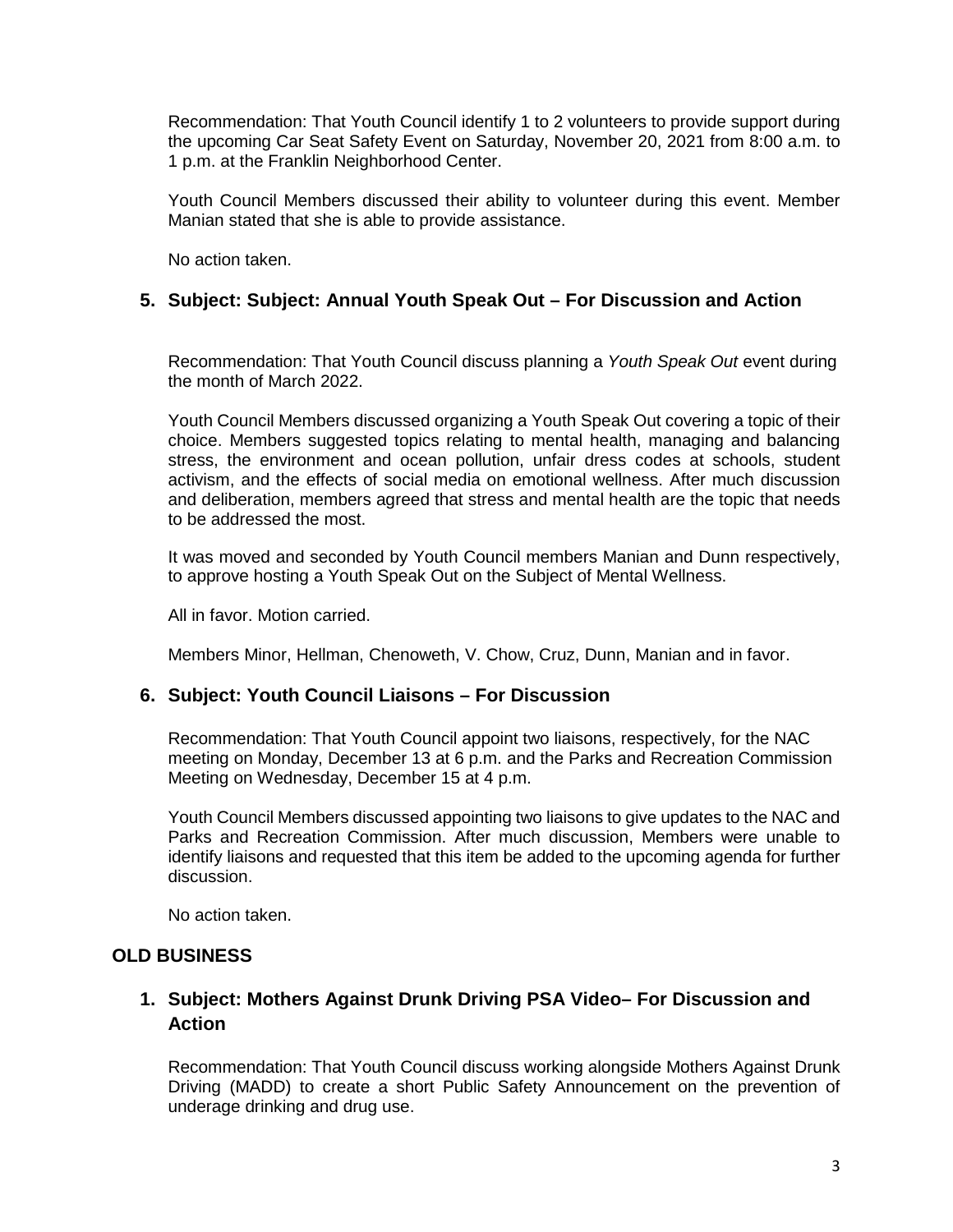Recommendation: That Youth Council identify 1 to 2 volunteers to provide support during the upcoming Car Seat Safety Event on Saturday, November 20, 2021 from 8:00 a.m. to 1 p.m. at the Franklin Neighborhood Center.

Youth Council Members discussed their ability to volunteer during this event. Member Manian stated that she is able to provide assistance.

No action taken.

### 5. Subject: Subject: Annual Youth Speak Out – For Discussion and Action

Recommendation: That Youth Council discuss planning a *Youth Speak Out* event during the month of March 2022.

Youth Council Members discussed organizing a Youth Speak Out covering a topic of their choice. Members suggested topics relating to mental health, managing and balancing stress, the environment and ocean pollution, unfair dress codes at schools, student activism, and the effects of social media on emotional wellness. After much discussion and deliberation, members agreed that stress and mental health are the topic that needs to be addressed the most.

It was moved and seconded by Youth Council members Manian and Dunn respectively, to approve hosting a Youth Speak Out on the Subject of Mental Wellness.

All in favor. Motion carried.

Members Minor, Hellman, Chenoweth, V. Chow, Cruz, Dunn, Manian and in favor.

### 6. Subject: Youth Council Liaisons – For Discussion

Recommendation: That Youth Council appoint two liaisons, respectively, for the NAC meeting on Monday, December 13 at 6 p.m. and the Parks and Recreation Commission Meeting on Wednesday, December 15 at 4 p.m.

Youth Council Members discussed appointing two liaisons to give updates to the NAC and Parks and Recreation Commission. After much discussion, Members were unable to identify liaisons and requested that this item be added to the upcoming agenda for further discussion.

No action taken.

## OLD BUSINESS

### 1. Subject: Mothers Against Drunk Driving PSA Video– For Discussion and Action

Recommendation: That Youth Council discuss working alongside Mothers Against Drunk Driving (MADD) to create a short Public Safety Announcement on the prevention of underage drinking and drug use.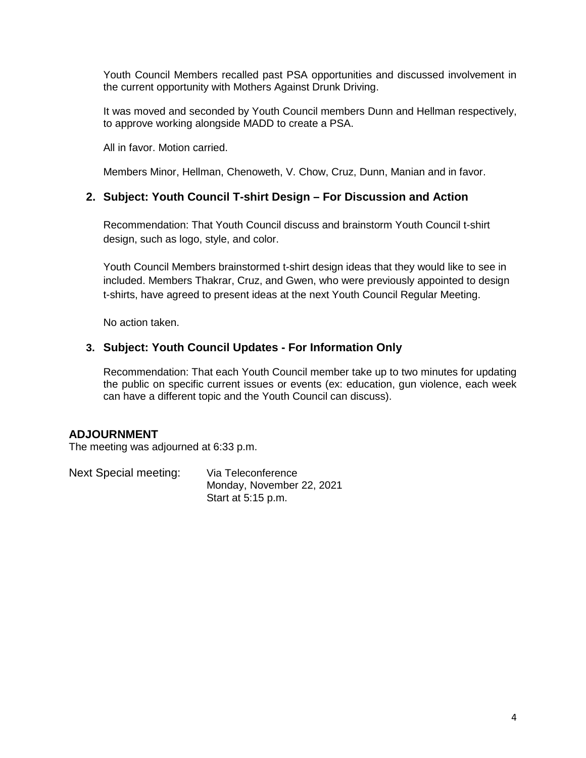Youth Council Members recalled past PSA opportunities and discussed involvement in the current opportunity with Mothers Against Drunk Driving.

It was moved and seconded by Youth Council members Dunn and Hellman respectively, to approve working alongside MADD to create a PSA.

All in favor. Motion carried.

Members Minor, Hellman, Chenoweth, V. Chow, Cruz, Dunn, Manian and in favor.

**2. Subject: Youth Council T-shirt Design – For Discussion and Action**

Recommendation: That Youth Council discuss and brainstorm Youth Council t-shirt design, such as logo, style, and color.

Youth Council Members brainstormed t-shirt design ideas that they would like to see in included. Members Thakrar, Cruz, and Gwen, who were previously appointed to design t-shirts, have agreed to present ideas at the next Youth Council Regular Meeting.

No action taken.

**3. Subject: Youth Council Updates - For Information Only**

Recommendation: That each Youth Council member take up to two minutes for updating the public on specific current issues or events (ex: education, gun violence, each week can have a different topic and the Youth Council can discuss).

## ADJOURNMENT

The meeting was adjourned at 6:33 p.m.

Next Special meeting: Via Teleconference
Monday, November 22, 2021
Start at 5:15 p.m.